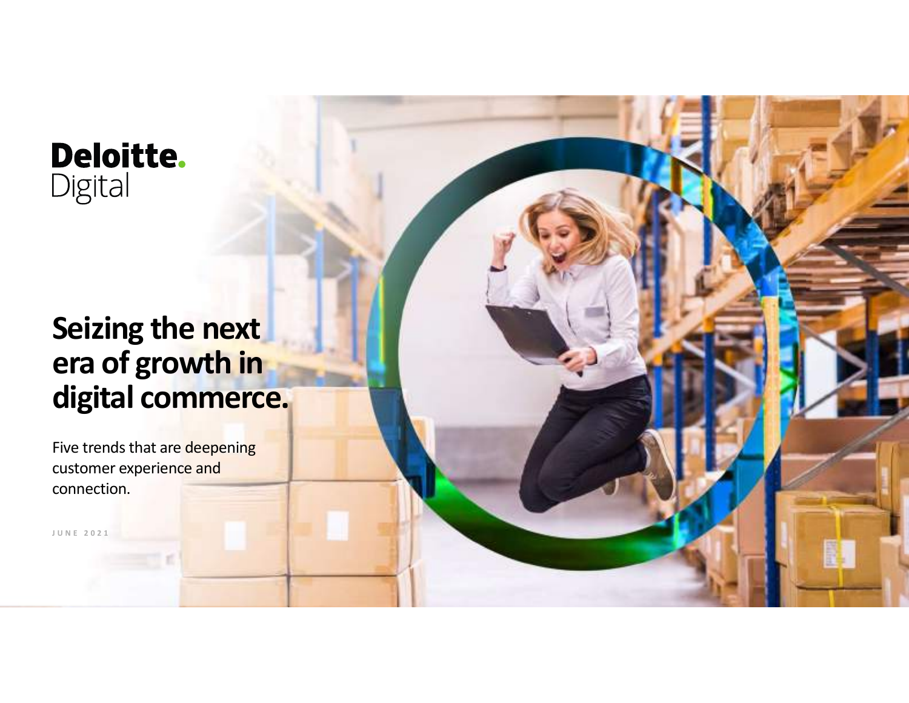Deloitte.
Digital

# Seizing the next era of growth in digital commerce.

Five trends that are deepening customer experience and connection.

JUNE 2021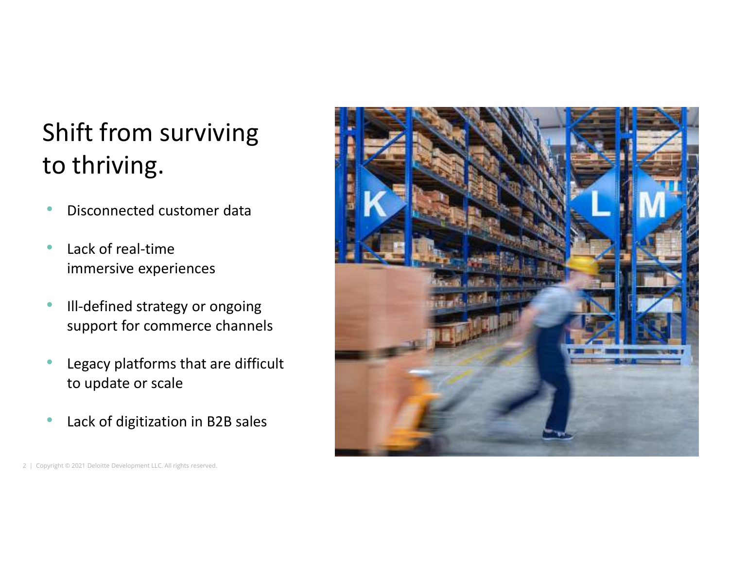# Shift from surviving to thriving.

- Disconnected customer data
- Lack of real-time immersive experiences
- Ill-defined strategy or ongoing support for commerce channels
- Legacy platforms that are difficult to update or scale
- Lack of digitization in B2B sales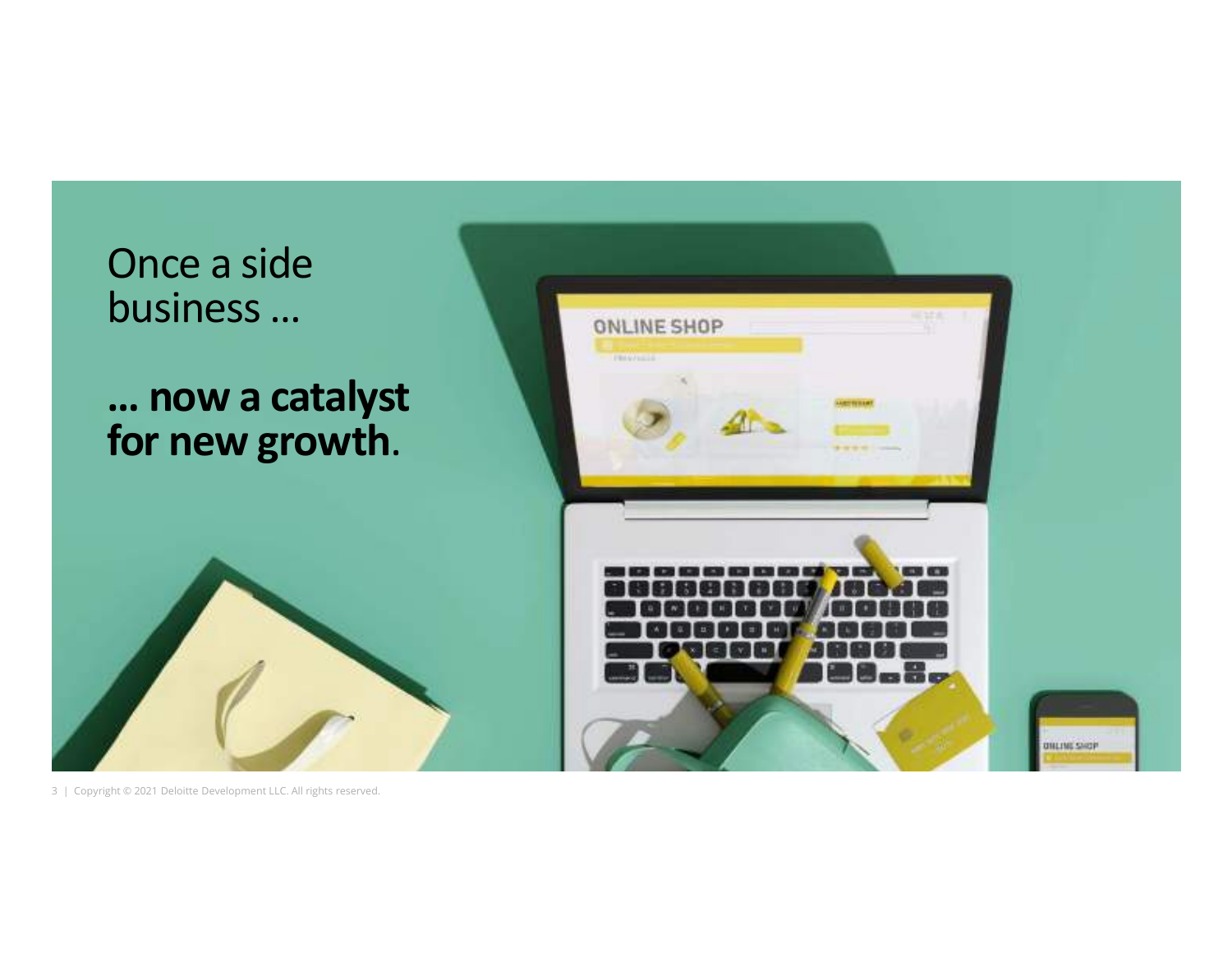Once a side business ...

**... now a catalyst for new growth.**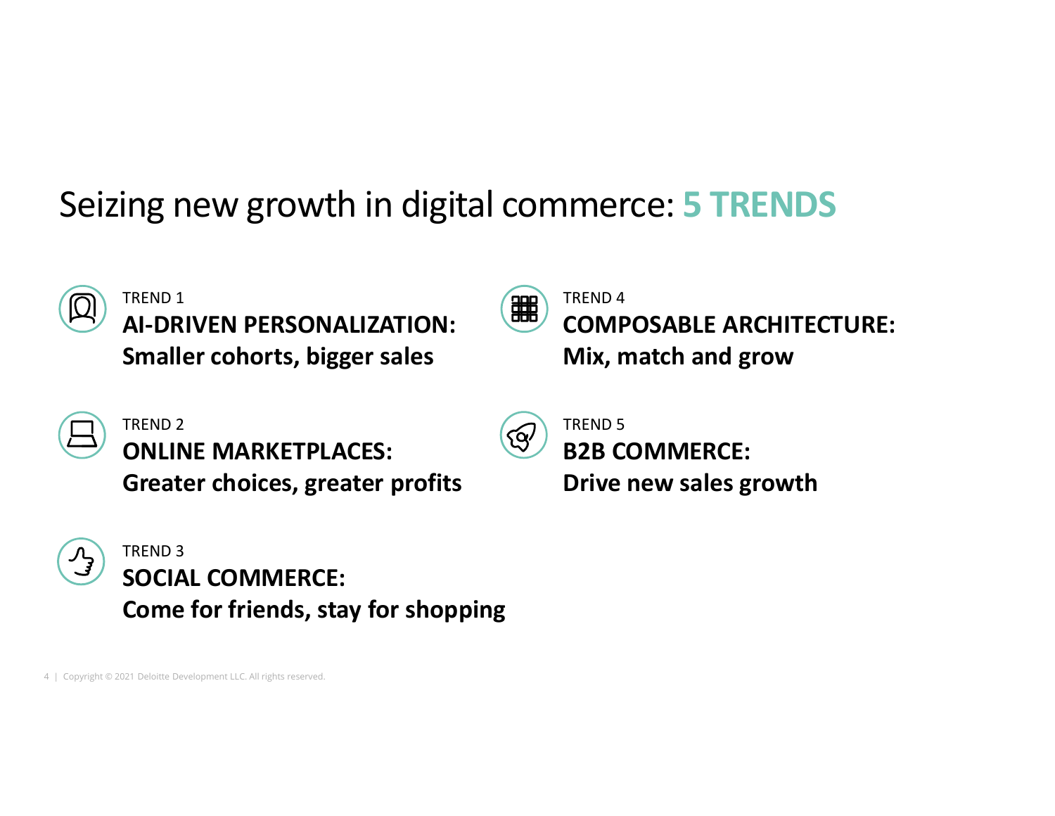# Seizing new growth in digital commerce: **5 TRENDS**

TREND 1
**AI-DRIVEN PERSONALIZATION:**
**Smaller cohorts, bigger sales**

TREND 2
**ONLINE MARKETPLACES:**
**Greater choices, greater profits**

TREND 3
**SOCIAL COMMERCE:**
**Come for friends, stay for shopping**

TREND 4
**COMPOSABLE ARCHITECTURE:**
**Mix, match and grow**

TREND 5
**B2B COMMERCE:**
**Drive new sales growth**

Copyright © 2021 Deloitte Development LLC. All rights reserved.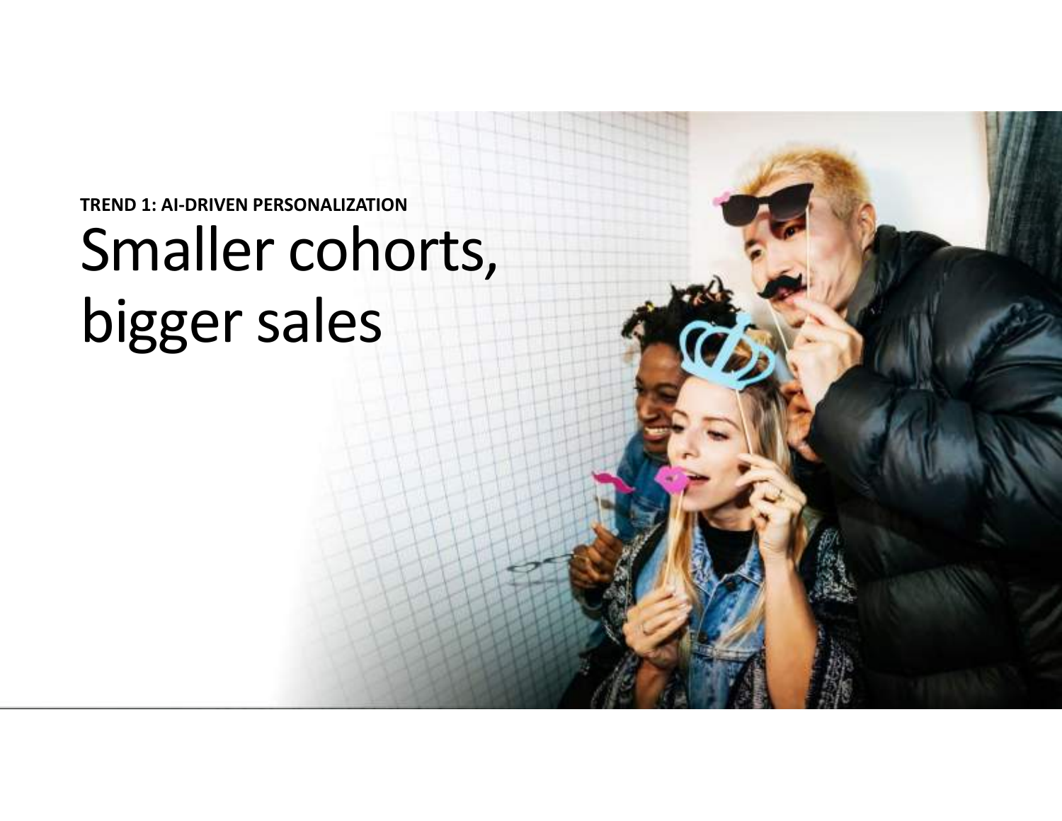**TREND 1: AI-DRIVEN PERSONALIZATION**

# Smaller cohorts, bigger sales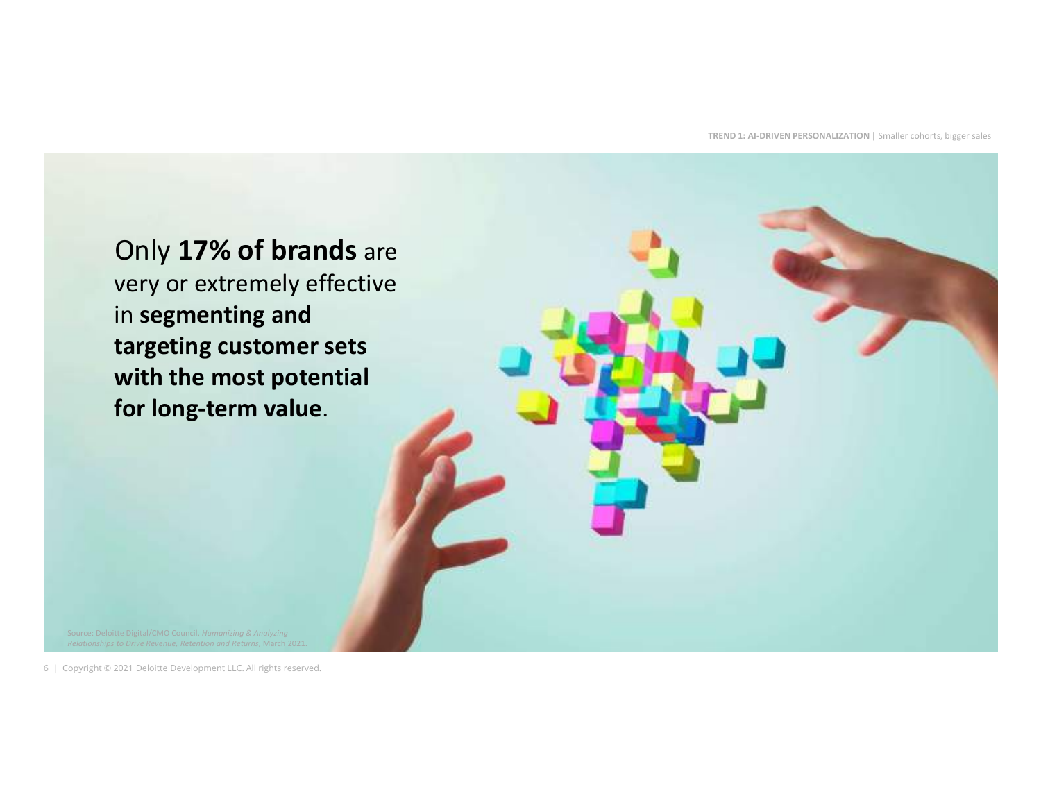Only **17% of brands** are very or extremely effective in **segmenting and targeting customer sets with the most potential for long-term value**.

Source: Deloitte Digital/CMO Council, *Humanizing & Analyzing Relationships to Drive Revenue, Retention and Returns*, March 2021.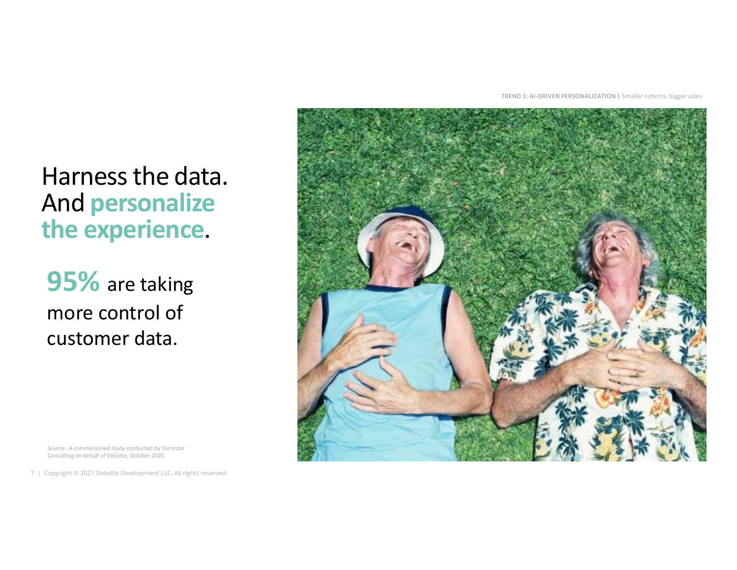# Harness the data. And **personalize the experience**.

**95%** are taking more control of customer data.

Source: A commissioned study conducted by Forrester Consulting on behalf of Deloitte, October 2020.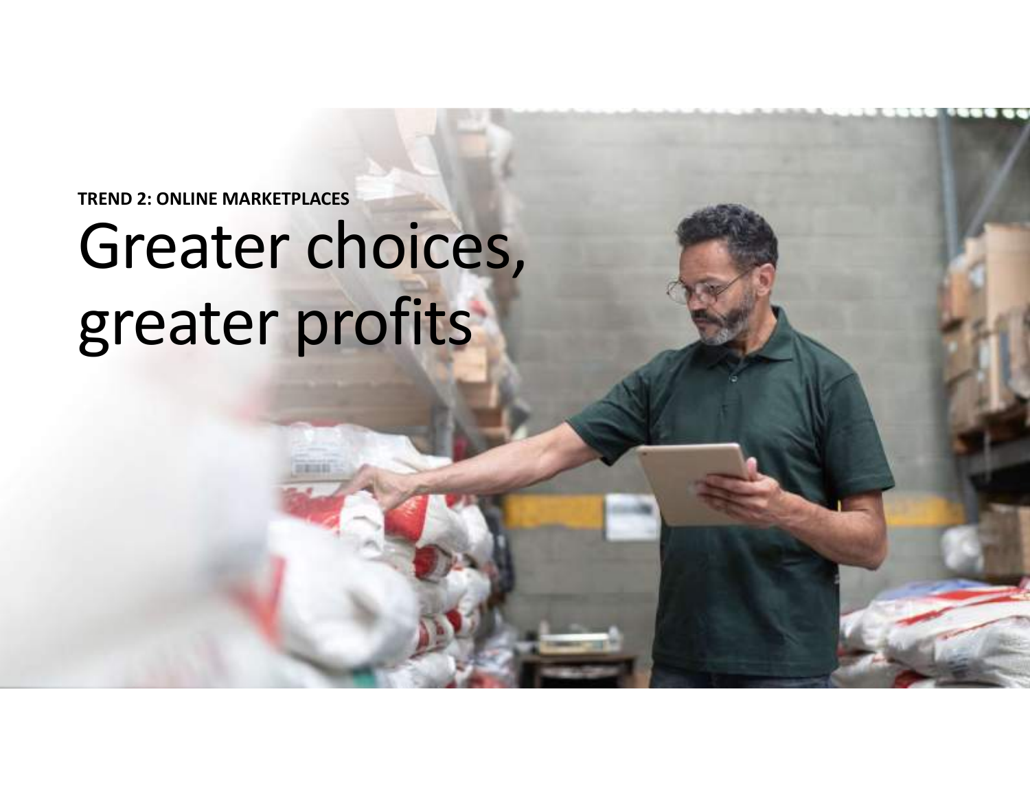**TREND 2: ONLINE MARKETPLACES**

# Greater choices, greater profits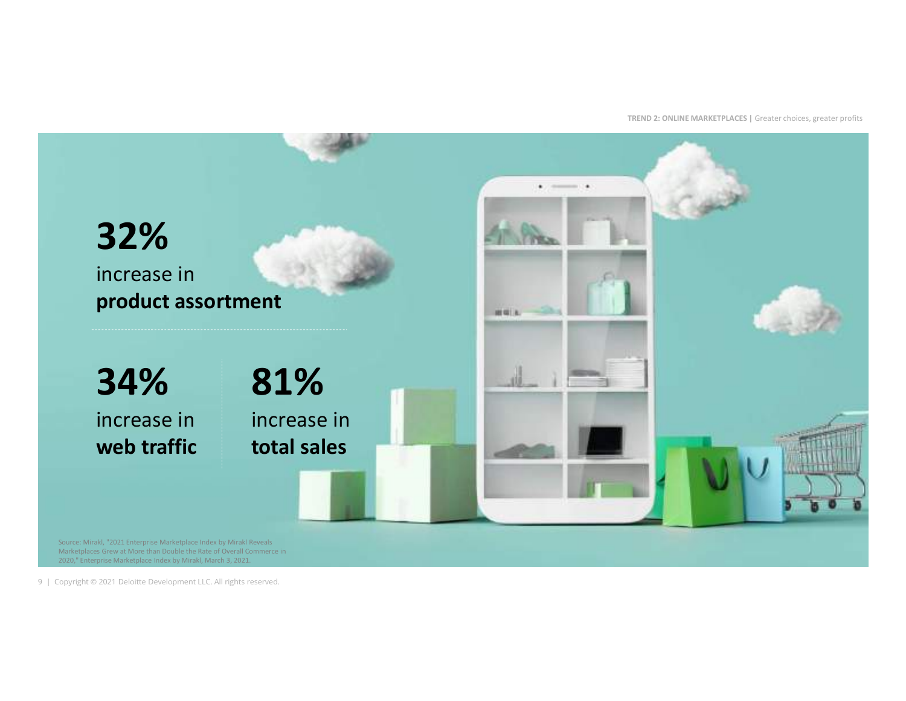**32%**
increase in
**product assortment**

**34%**
increase in
**web traffic**

**81%**
increase in
**total sales**

Source: Mirakl, "2021 Enterprise Marketplace Index by Mirakl Reveals Marketplaces Grew at More than Double the Rate of Overall Commerce in 2020," Enterprise Marketplace Index by Mirakl, March 3, 2021.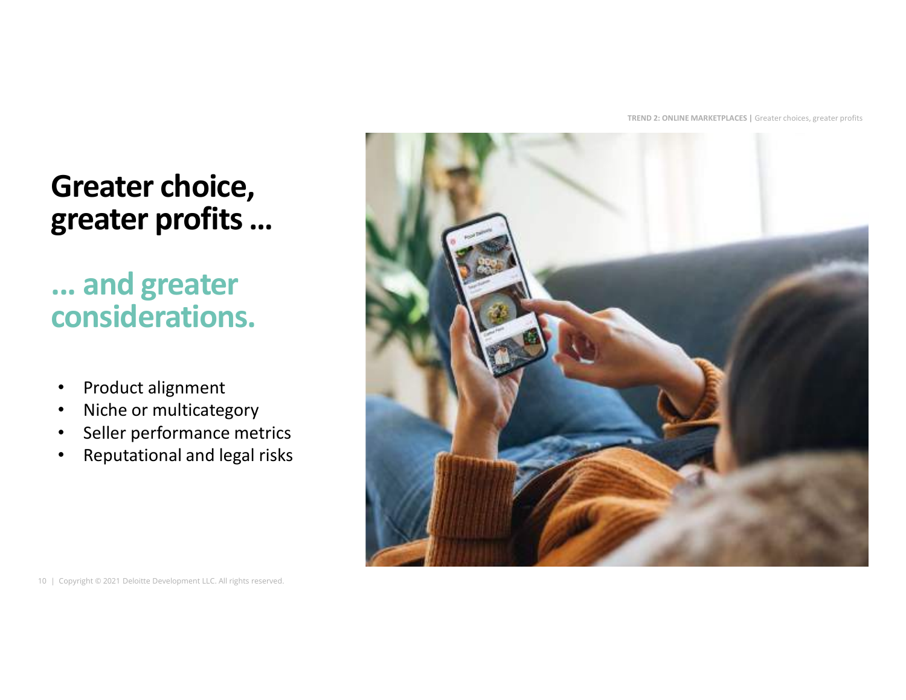# Greater choice, greater profits ...

## ... and greater considerations.

- Product alignment
- Niche or multicategory
- Seller performance metrics
- Reputational and legal risks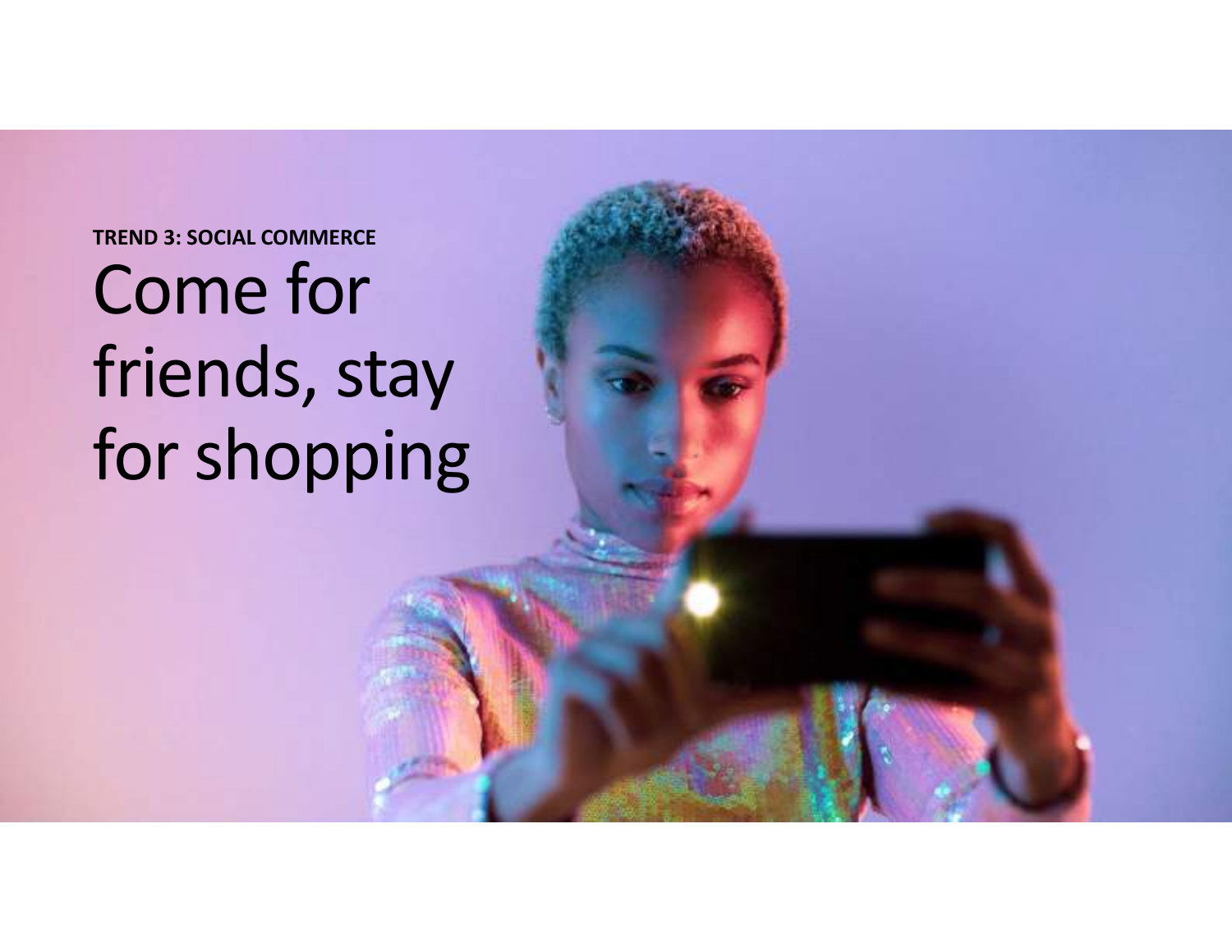**TREND 3: SOCIAL COMMERCE**

# Come for friends, stay for shopping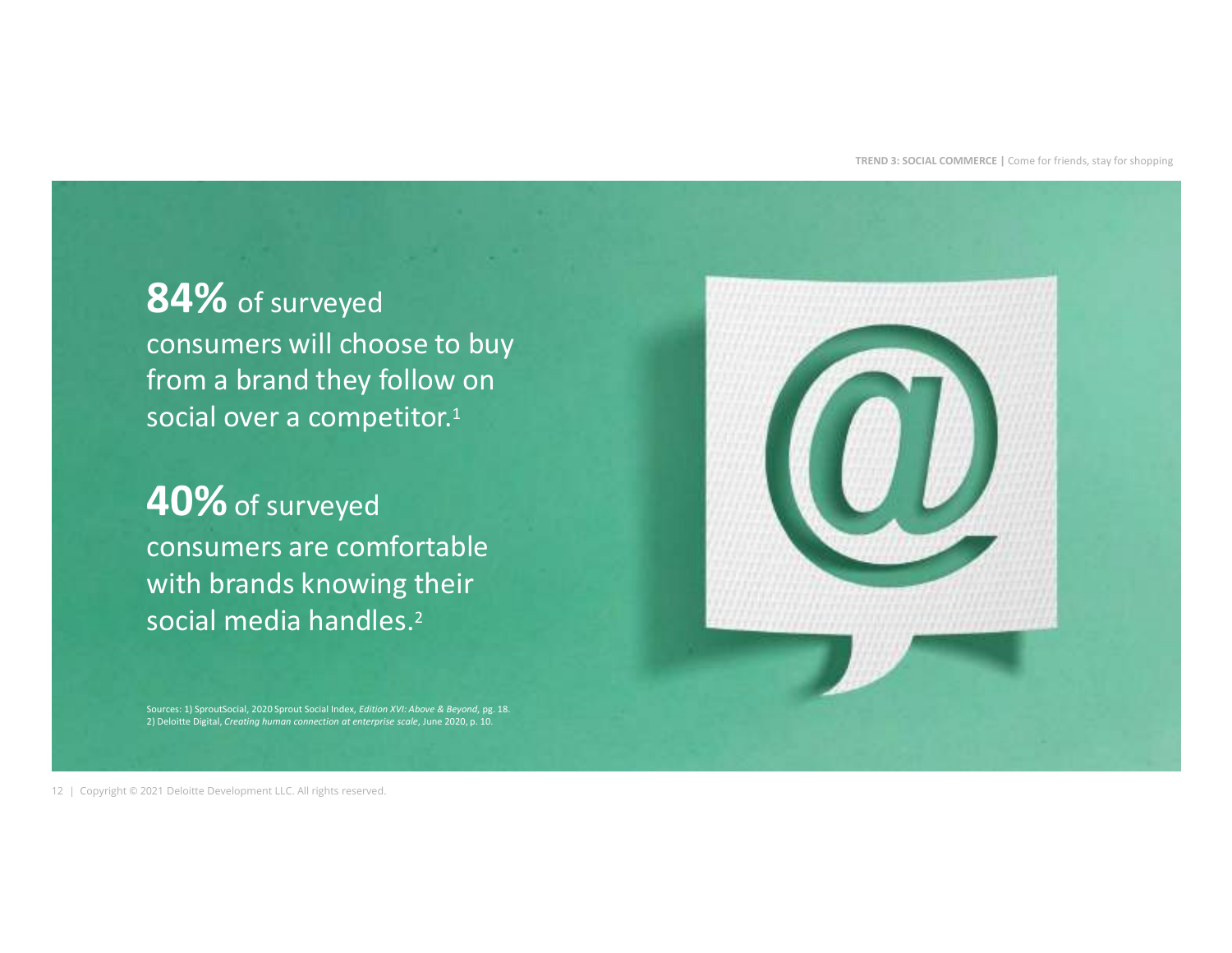**84%** of surveyed consumers will choose to buy from a brand they follow on social over a competitor.[1]

**40%** of surveyed consumers are comfortable with brands knowing their social media handles.[2]

Sources: 1) SproutSocial, 2020 Sprout Social Index, *Edition XVI: Above & Beyond*, pg. 18.
2) Deloitte Digital, *Creating human connection at enterprise scale*, June 2020, p. 10.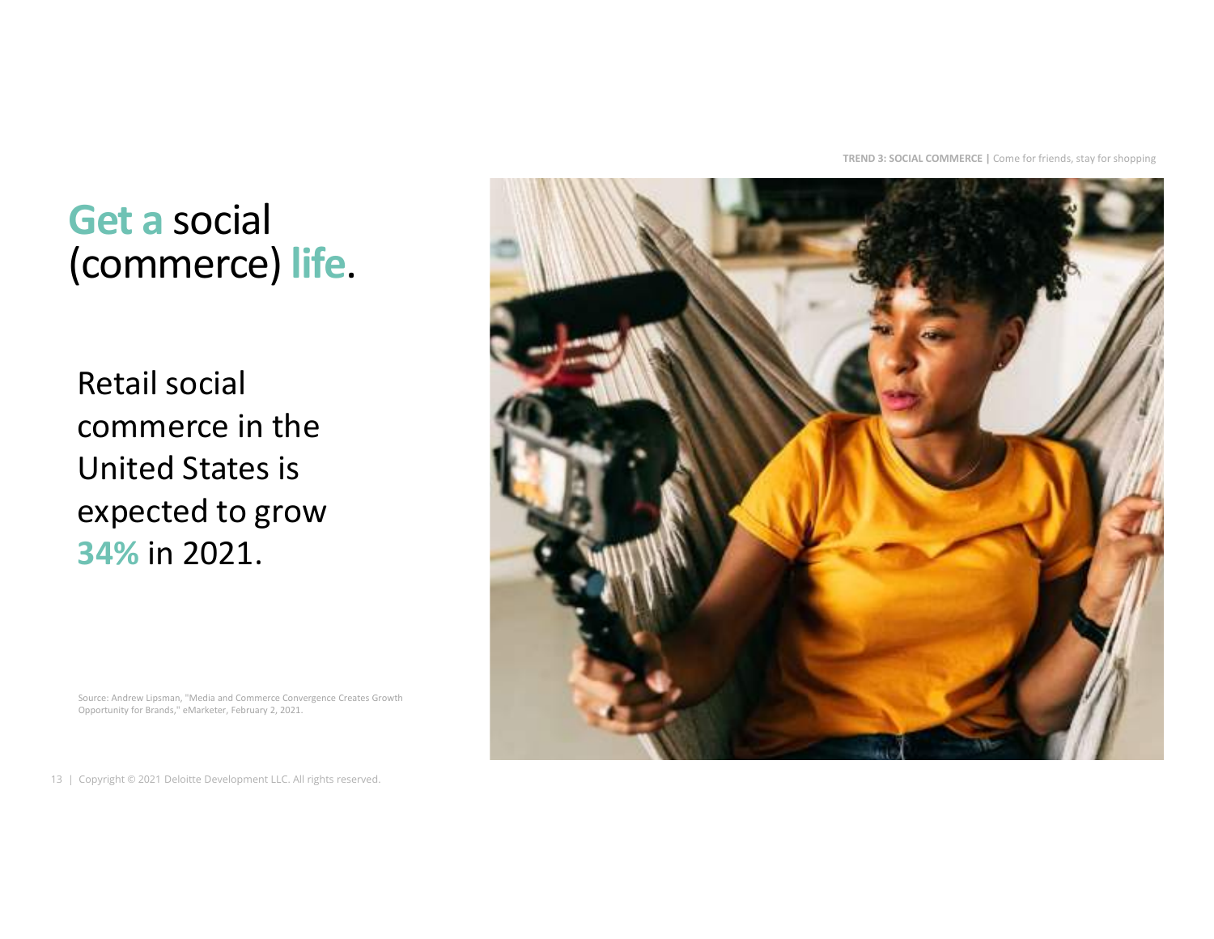# Get a social (commerce) life.

Retail social commerce in the United States is expected to grow **34%** in 2021.

Source: Andrew Lipsman, "Media and Commerce Convergence Creates Growth Opportunity for Brands," eMarketer, February 2, 2021.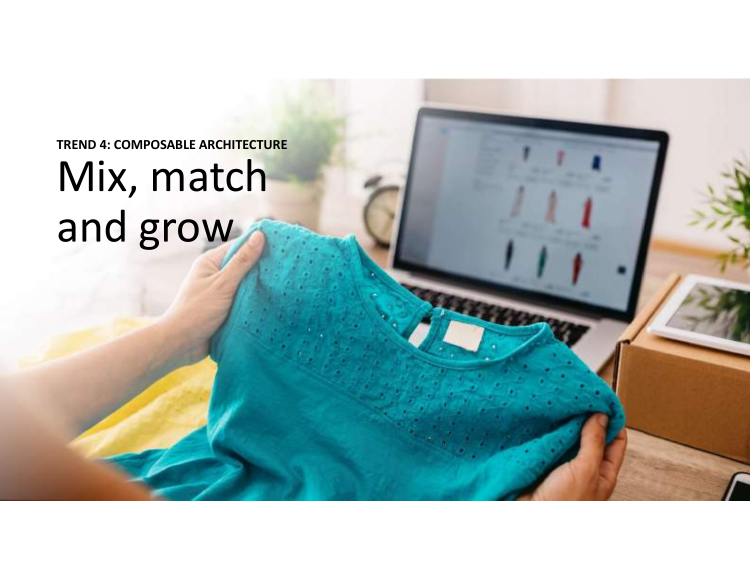**TREND 4: COMPOSABLE ARCHITECTURE**

# Mix, match and grow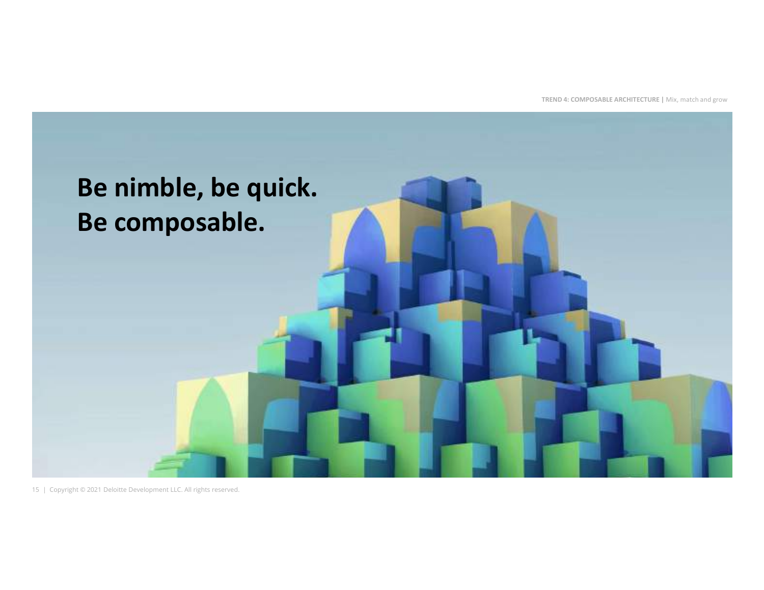# Be nimble, be quick. Be composable.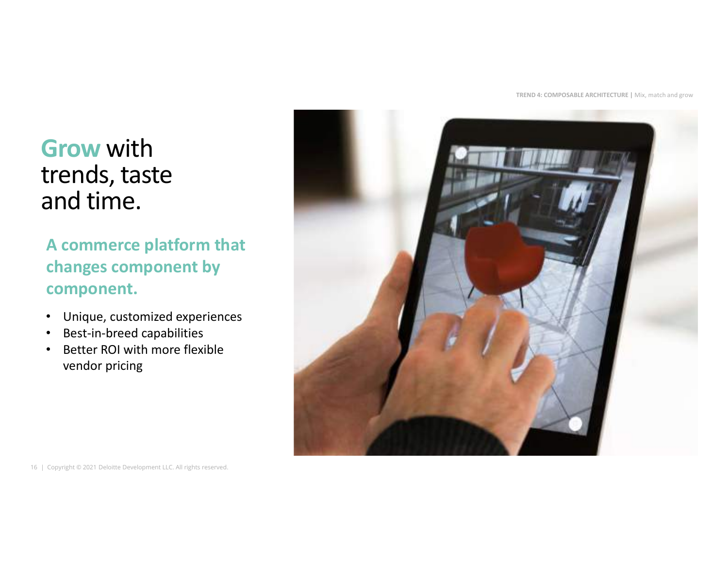# Grow with trends, taste and time.

## A commerce platform that changes component by component.

- Unique, customized experiences
- Best-in-breed capabilities
- Better ROI with more flexible vendor pricing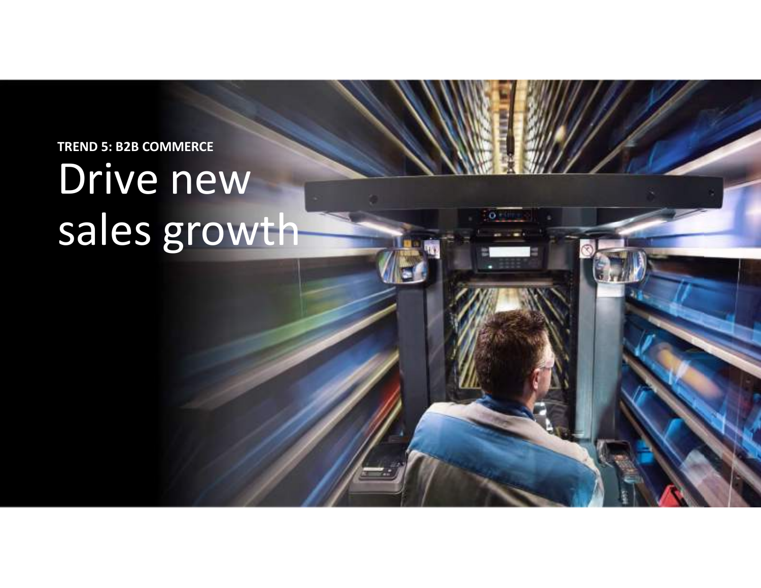**TREND 5: B2B COMMERCE**

# Drive new sales growth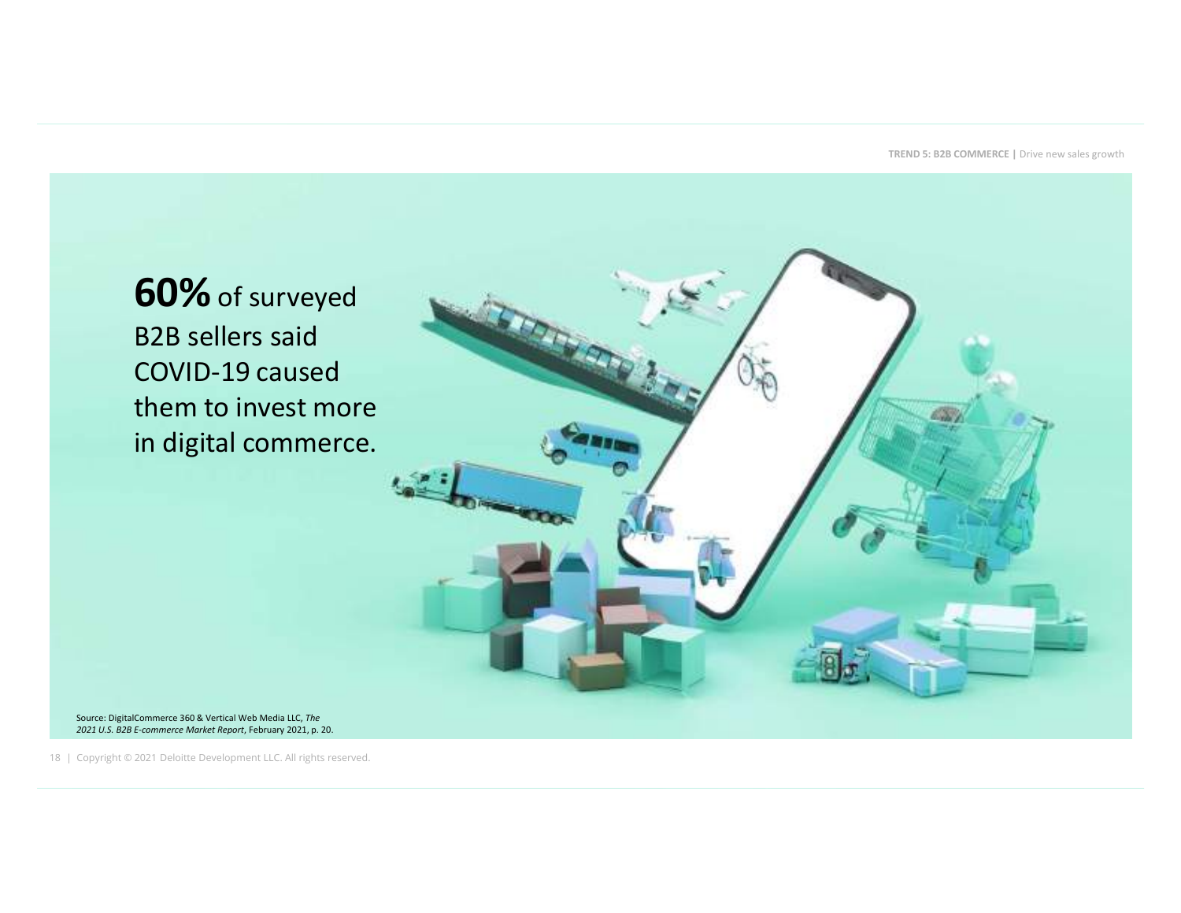**60%** of surveyed B2B sellers said COVID-19 caused them to invest more in digital commerce.

Source: DigitalCommerce 360 & Vertical Web Media LLC, *The 2021 U.S. B2B E-commerce Market Report*, February 2021, p. 20.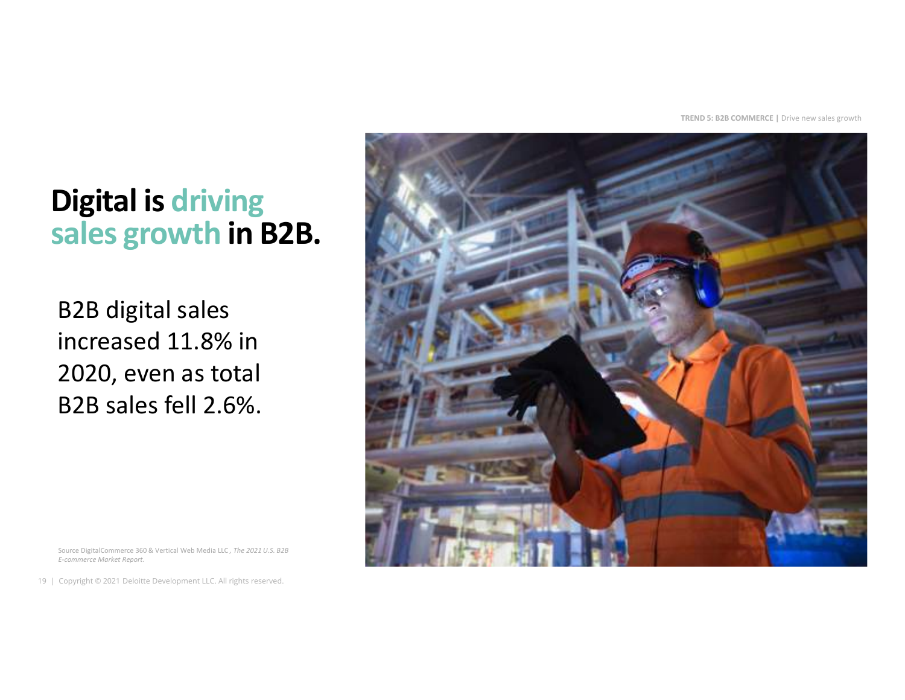TREND 5: B2B COMMERCE | Drive new sales growth

# Digital is driving sales growth in B2B.

B2B digital sales increased 11.8% in 2020, even as total B2B sales fell 2.6%.

Source DigitalCommerce 360 & Vertical Web Media LLC, *The 2021 U.S. B2B E-commerce Market Report*.

Copyright © 2021 Deloitte Development LLC. All rights reserved.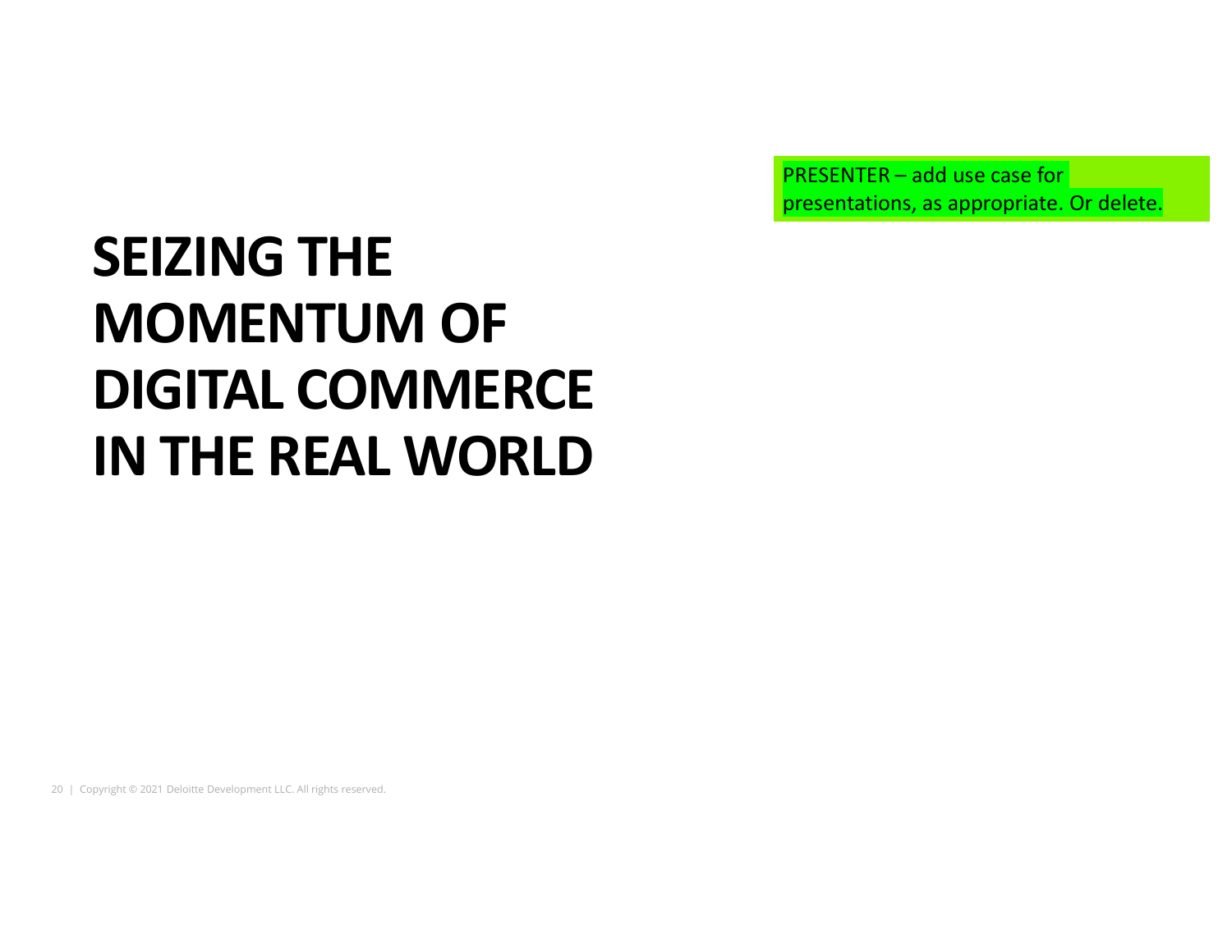PRESENTER – add use case for presentations, as appropriate. Or delete.

# SEIZING THE MOMENTUM OF DIGITAL COMMERCE IN THE REAL WORLD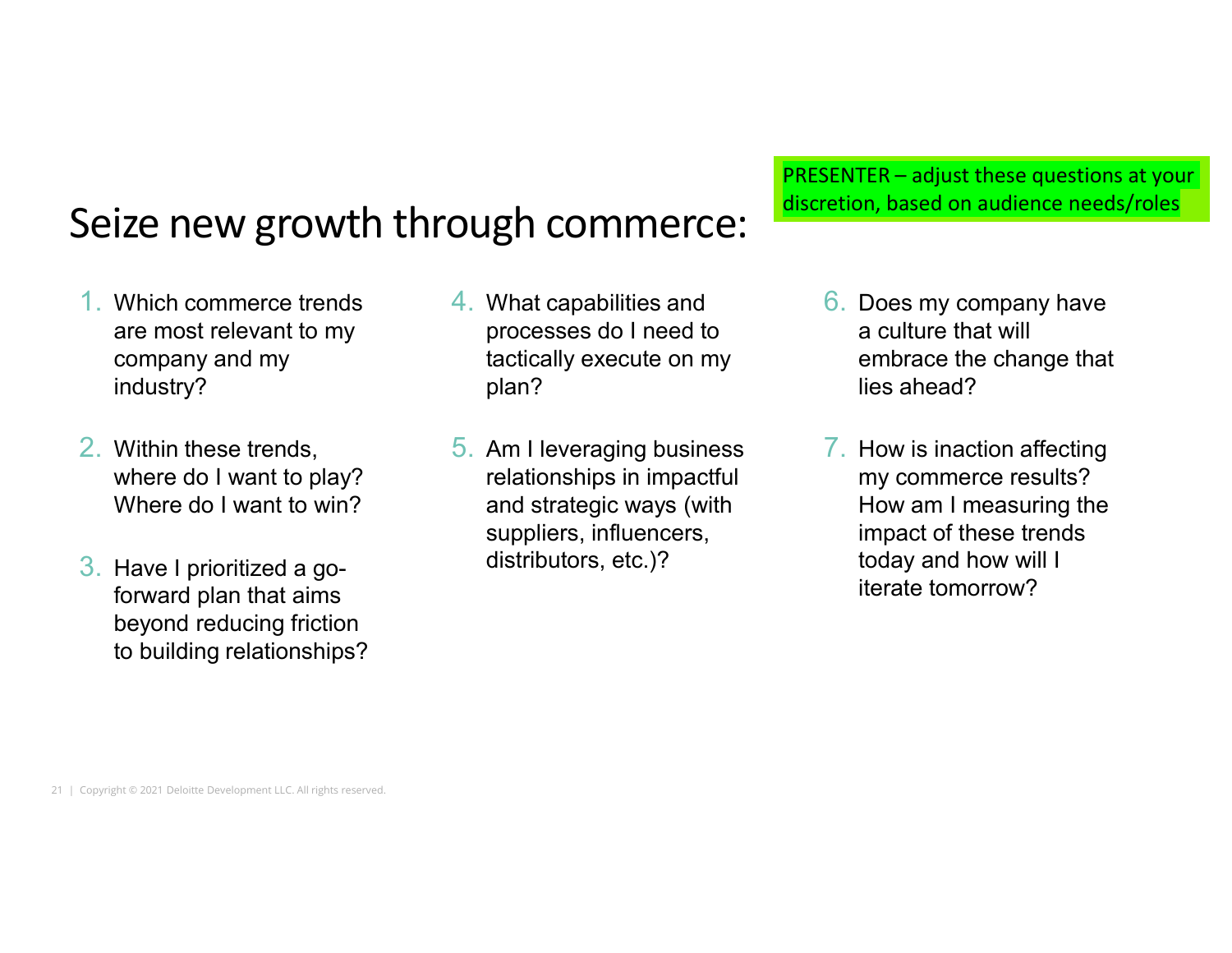# Seize new growth through commerce:

PRESENTER – adjust these questions at your discretion, based on audience needs/roles

1. Which commerce trends are most relevant to my company and my industry?
2. Within these trends, where do I want to play? Where do I want to win?
3. Have I prioritized a go-forward plan that aims beyond reducing friction to building relationships?
4. What capabilities and processes do I need to tactically execute on my plan?
5. Am I leveraging business relationships in impactful and strategic ways (with suppliers, influencers, distributors, etc.)?
6. Does my company have a culture that will embrace the change that lies ahead?
7. How is inaction affecting my commerce results? How am I measuring the impact of these trends today and how will I iterate tomorrow?

Copyright © 2021 Deloitte Development LLC. All rights reserved.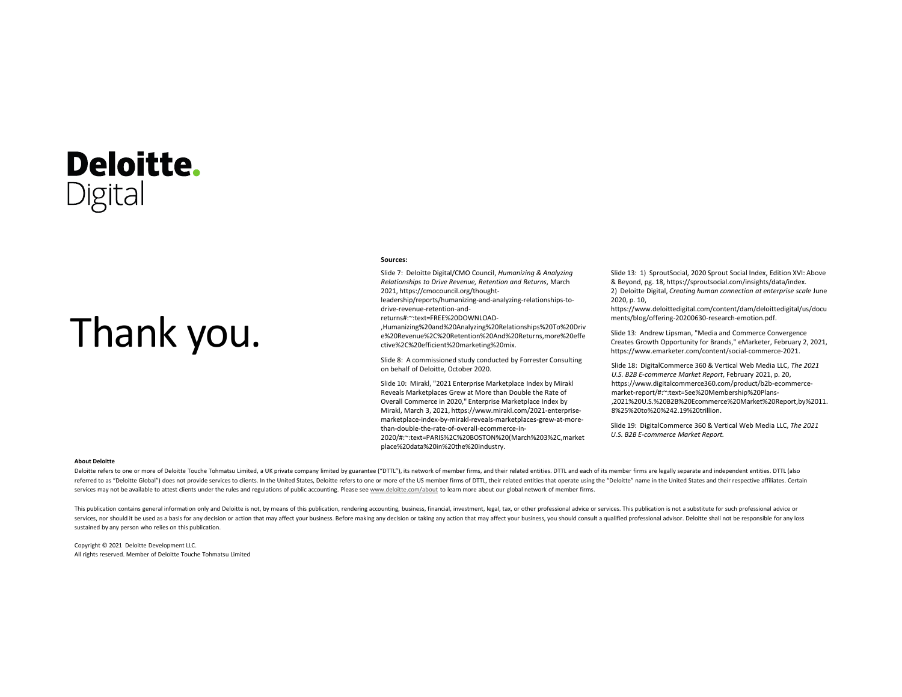Deloitte.
Digital

# Thank you.

**Sources:**

Slide 7: Deloitte Digital/CMO Council, *Humanizing & Analyzing Relationships to Drive Revenue, Retention and Returns*, March 2021, https://cmocouncil.org/thought-leadership/reports/humanizing-and-analyzing-relationships-to-drive-revenue-retention-and-returns#:~:text=FREE%20DOWNLOAD-,Humanizing%20and%20Analyzing%20Relationships%20To%20Drive%20Revenue%2C%20Retention%20And%20Returns,more%20effective%2C%20efficient%20marketing%20mix.

Slide 8: A commissioned study conducted by Forrester Consulting on behalf of Deloitte, October 2020.

Slide 10: Mirakl, "2021 Enterprise Marketplace Index by Mirakl Reveals Marketplaces Grew at More than Double the Rate of Overall Commerce in 2020," Enterprise Marketplace Index by Mirakl, March 3, 2021, https://www.mirakl.com/2021-enterprise-marketplace-index-by-mirakl-reveals-marketplaces-grew-at-more-than-double-the-rate-of-overall-ecommerce-in-2020/#:~:text=PARIS%2C%20BOSTON%20(March%203%2C,marketplace%20data%20in%20the%20industry.

Slide 13: 1) SproutSocial, 2020 Sprout Social Index, Edition XVI: Above & Beyond, pg. 18, https://sproutsocial.com/insights/data/index. 2) Deloitte Digital, *Creating human connection at enterprise scale* June 2020, p. 10, https://www.deloittedigital.com/content/dam/deloittedigital/us/documents/blog/offering-20200630-research-emotion.pdf.

Slide 13: Andrew Lipsman, "Media and Commerce Convergence Creates Growth Opportunity for Brands," eMarketer, February 2, 2021, https://www.emarketer.com/content/social-commerce-2021.

Slide 18: DigitalCommerce 360 & Vertical Web Media LLC, *The 2021 U.S. B2B E-commerce Market Report*, February 2021, p. 20, https://www.digitalcommerce360.com/product/b2b-ecommerce-market-report/#:~:text=See%20Membership%20Plans-,2021%20U.S.%20B2B%20Ecommerce%20Market%20Report,by%2011.8%25%20to%20%242.19%20trillion.

Slide 19: DigitalCommerce 360 & Vertical Web Media LLC, *The 2021 U.S. B2B E-commerce Market Report.*

**About Deloitte**

Deloitte refers to one or more of Deloitte Touche Tohmatsu Limited, a UK private company limited by guarantee ("DTTL"), its network of member firms, and their related entities. DTTL and each of its member firms are legally separate and independent entities. DTTL (also referred to as "Deloitte Global") does not provide services to clients. In the United States, Deloitte refers to one or more of the US member firms of DTTL, their related entities that operate using the "Deloitte" name in the United States and their respective affiliates. Certain services may not be available to attest clients under the rules and regulations of public accounting. Please see www.deloitte.com/about to learn more about our global network of member firms.

This publication contains general information only and Deloitte is not, by means of this publication, rendering accounting, business, financial, investment, legal, tax, or other professional advice or services. This publication is not a substitute for such professional advice or services, nor should it be used as a basis for any decision or action that may affect your business. Before making any decision or taking any action that may affect your business, you should consult a qualified professional advisor. Deloitte shall not be responsible for any loss sustained by any person who relies on this publication.

Copyright © 2021 Deloitte Development LLC.
All rights reserved. Member of Deloitte Touche Tohmatsu Limited